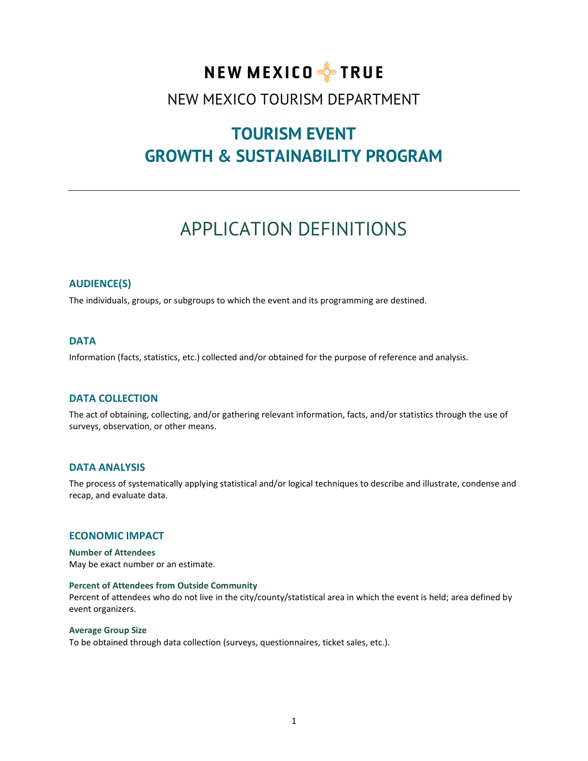NEW MEXICO TRUE

NEW MEXICO TOURISM DEPARTMENT

# TOURISM EVENT GROWTH & SUSTAINABILITY PROGRAM

---

# APPLICATION DEFINITIONS

## AUDIENCE(S)

The individuals, groups, or subgroups to which the event and its programming are destined.

## DATA

Information (facts, statistics, etc.) collected and/or obtained for the purpose of reference and analysis.

## DATA COLLECTION

The act of obtaining, collecting, and/or gathering relevant information, facts, and/or statistics through the use of surveys, observation, or other means.

## DATA ANALYSIS

The process of systematically applying statistical and/or logical techniques to describe and illustrate, condense and recap, and evaluate data.

## ECONOMIC IMPACT

### Number of Attendees

May be exact number or an estimate.

### Percent of Attendees from Outside Community

Percent of attendees who do not live in the city/county/statistical area in which the event is held; area defined by event organizers.

### Average Group Size

To be obtained through data collection (surveys, questionnaires, ticket sales, etc.).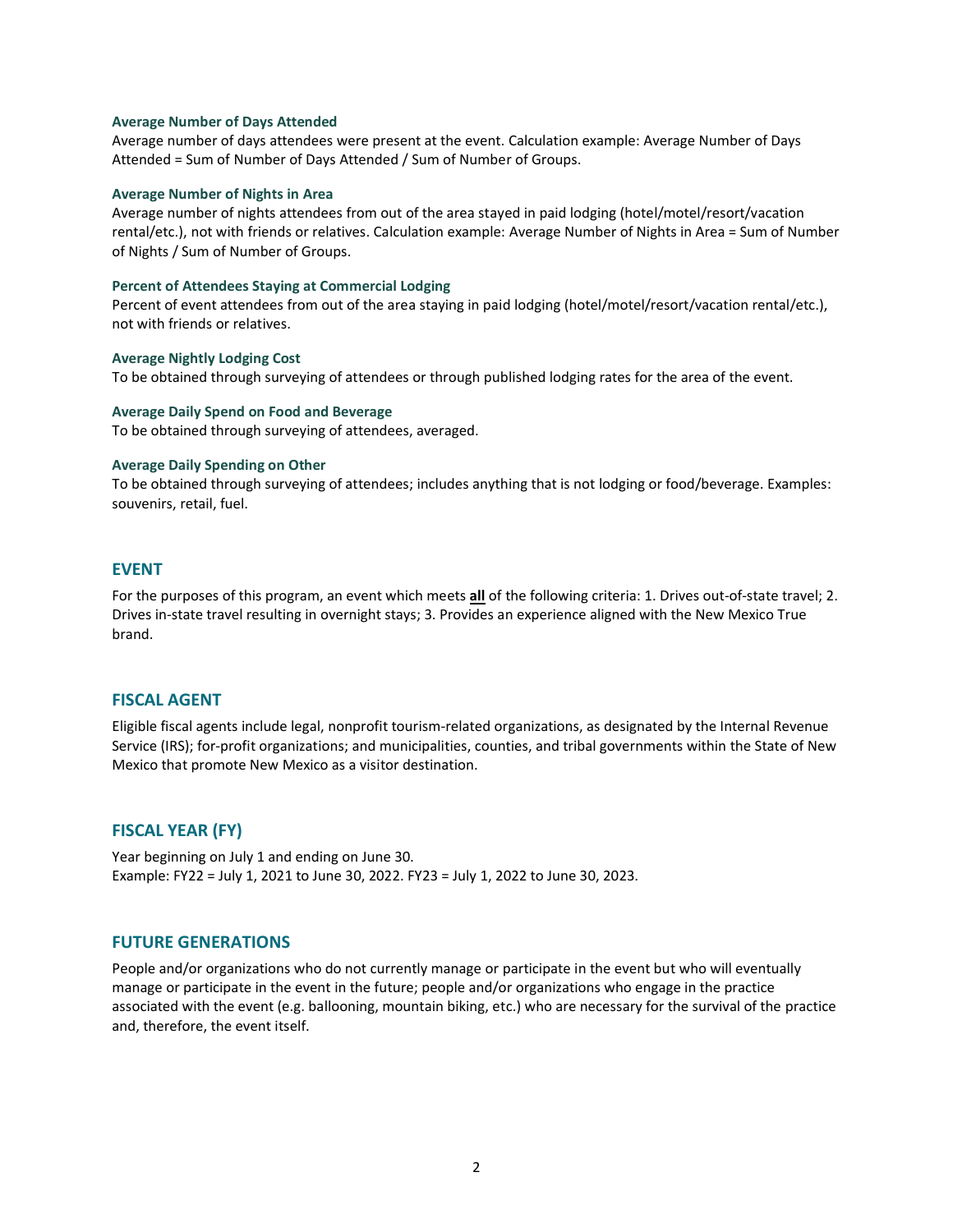### Average Number of Days Attended

Average number of days attendees were present at the event. Calculation example: Average Number of Days Attended = Sum of Number of Days Attended / Sum of Number of Groups.

### Average Number of Nights in Area

Average number of nights attendees from out of the area stayed in paid lodging (hotel/motel/resort/vacation rental/etc.), not with friends or relatives. Calculation example: Average Number of Nights in Area = Sum of Number of Nights / Sum of Number of Groups.

### Percent of Attendees Staying at Commercial Lodging

Percent of event attendees from out of the area staying in paid lodging (hotel/motel/resort/vacation rental/etc.), not with friends or relatives.

### Average Nightly Lodging Cost

To be obtained through surveying of attendees or through published lodging rates for the area of the event.

### Average Daily Spend on Food and Beverage

To be obtained through surveying of attendees, averaged.

### Average Daily Spending on Other

To be obtained through surveying of attendees; includes anything that is not lodging or food/beverage. Examples: souvenirs, retail, fuel.

## EVENT

For the purposes of this program, an event which meets **all** of the following criteria: 1. Drives out-of-state travel; 2. Drives in-state travel resulting in overnight stays; 3. Provides an experience aligned with the New Mexico True brand.

## FISCAL AGENT

Eligible fiscal agents include legal, nonprofit tourism-related organizations, as designated by the Internal Revenue Service (IRS); for-profit organizations; and municipalities, counties, and tribal governments within the State of New Mexico that promote New Mexico as a visitor destination.

## FISCAL YEAR (FY)

Year beginning on July 1 and ending on June 30.
Example: FY22 = July 1, 2021 to June 30, 2022. FY23 = July 1, 2022 to June 30, 2023.

## FUTURE GENERATIONS

People and/or organizations who do not currently manage or participate in the event but who will eventually manage or participate in the event in the future; people and/or organizations who engage in the practice associated with the event (e.g. ballooning, mountain biking, etc.) who are necessary for the survival of the practice and, therefore, the event itself.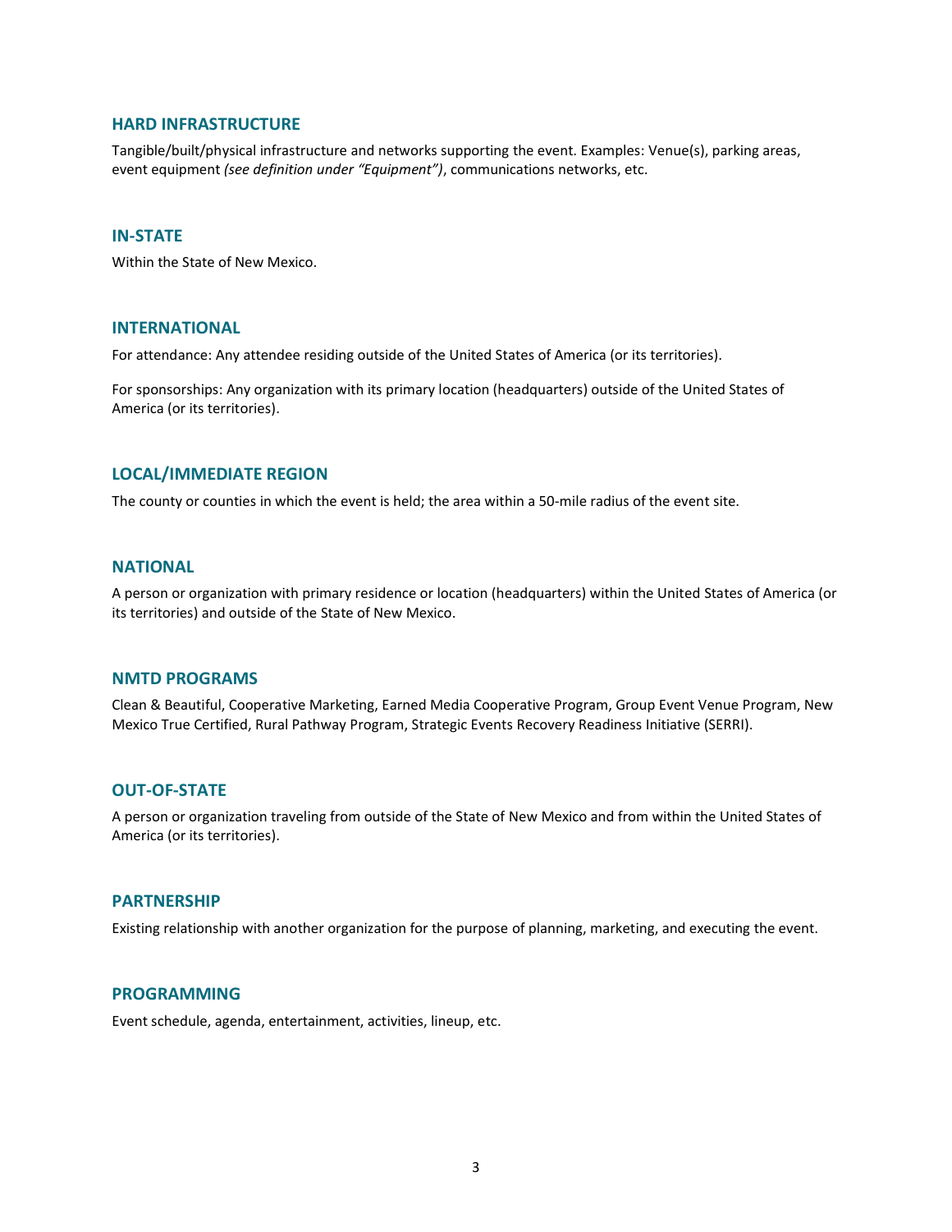### HARD INFRASTRUCTURE

Tangible/built/physical infrastructure and networks supporting the event. Examples: Venue(s), parking areas, event equipment *(see definition under "Equipment")*, communications networks, etc.

### IN-STATE

Within the State of New Mexico.

### INTERNATIONAL

For attendance: Any attendee residing outside of the United States of America (or its territories).

For sponsorships: Any organization with its primary location (headquarters) outside of the United States of America (or its territories).

### LOCAL/IMMEDIATE REGION

The county or counties in which the event is held; the area within a 50-mile radius of the event site.

### NATIONAL

A person or organization with primary residence or location (headquarters) within the United States of America (or its territories) and outside of the State of New Mexico.

### NMTD PROGRAMS

Clean & Beautiful, Cooperative Marketing, Earned Media Cooperative Program, Group Event Venue Program, New Mexico True Certified, Rural Pathway Program, Strategic Events Recovery Readiness Initiative (SERRI).

### OUT-OF-STATE

A person or organization traveling from outside of the State of New Mexico and from within the United States of America (or its territories).

### PARTNERSHIP

Existing relationship with another organization for the purpose of planning, marketing, and executing the event.

### PROGRAMMING

Event schedule, agenda, entertainment, activities, lineup, etc.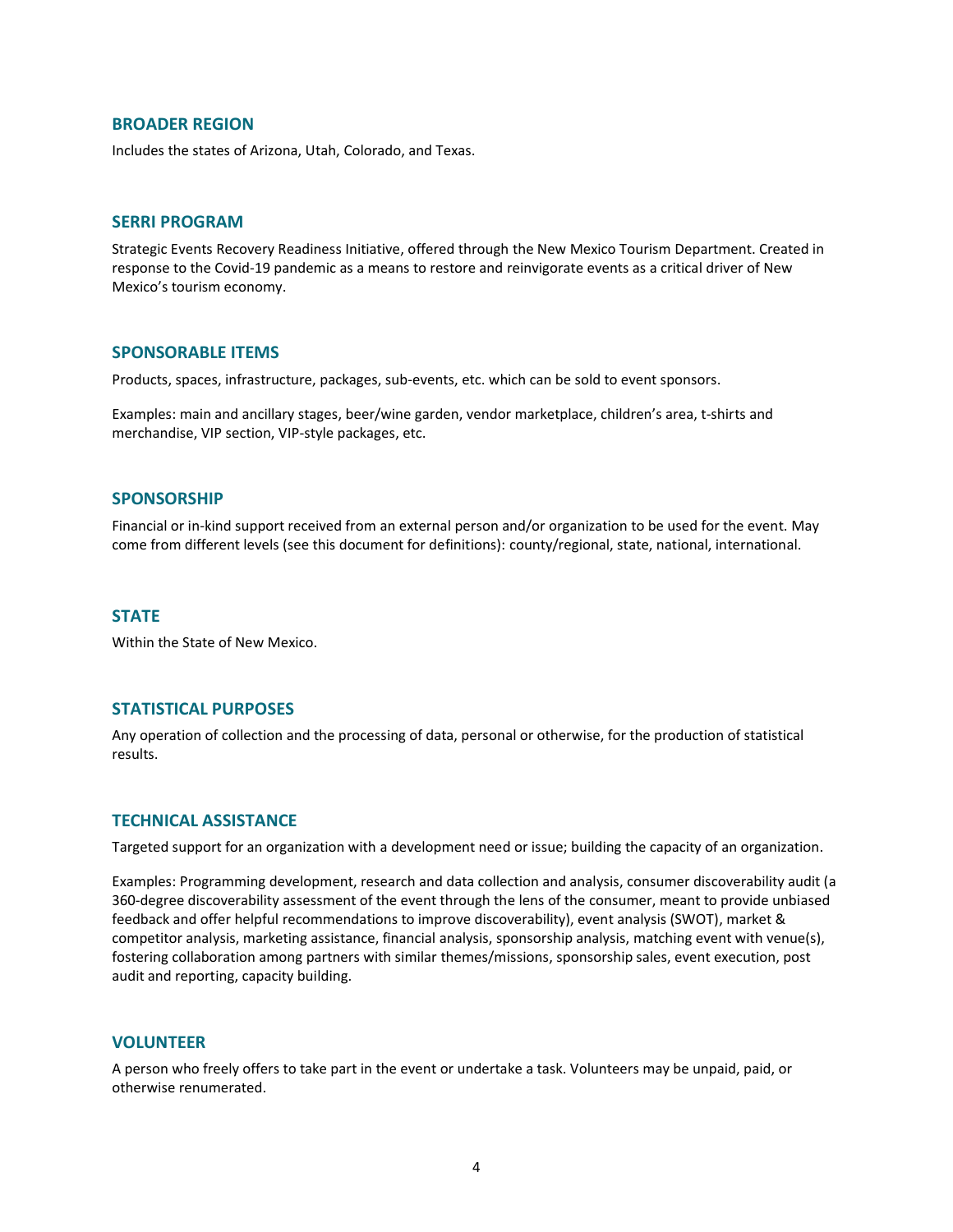### BROADER REGION

Includes the states of Arizona, Utah, Colorado, and Texas.

### SERRI PROGRAM

Strategic Events Recovery Readiness Initiative, offered through the New Mexico Tourism Department. Created in response to the Covid-19 pandemic as a means to restore and reinvigorate events as a critical driver of New Mexico's tourism economy.

### SPONSORABLE ITEMS

Products, spaces, infrastructure, packages, sub-events, etc. which can be sold to event sponsors.

Examples: main and ancillary stages, beer/wine garden, vendor marketplace, children's area, t-shirts and merchandise, VIP section, VIP-style packages, etc.

### SPONSORSHIP

Financial or in-kind support received from an external person and/or organization to be used for the event. May come from different levels (see this document for definitions): county/regional, state, national, international.

### STATE

Within the State of New Mexico.

### STATISTICAL PURPOSES

Any operation of collection and the processing of data, personal or otherwise, for the production of statistical results.

### TECHNICAL ASSISTANCE

Targeted support for an organization with a development need or issue; building the capacity of an organization.

Examples: Programming development, research and data collection and analysis, consumer discoverability audit (a 360-degree discoverability assessment of the event through the lens of the consumer, meant to provide unbiased feedback and offer helpful recommendations to improve discoverability), event analysis (SWOT), market & competitor analysis, marketing assistance, financial analysis, sponsorship analysis, matching event with venue(s), fostering collaboration among partners with similar themes/missions, sponsorship sales, event execution, post audit and reporting, capacity building.

### VOLUNTEER

A person who freely offers to take part in the event or undertake a task. Volunteers may be unpaid, paid, or otherwise renumerated.